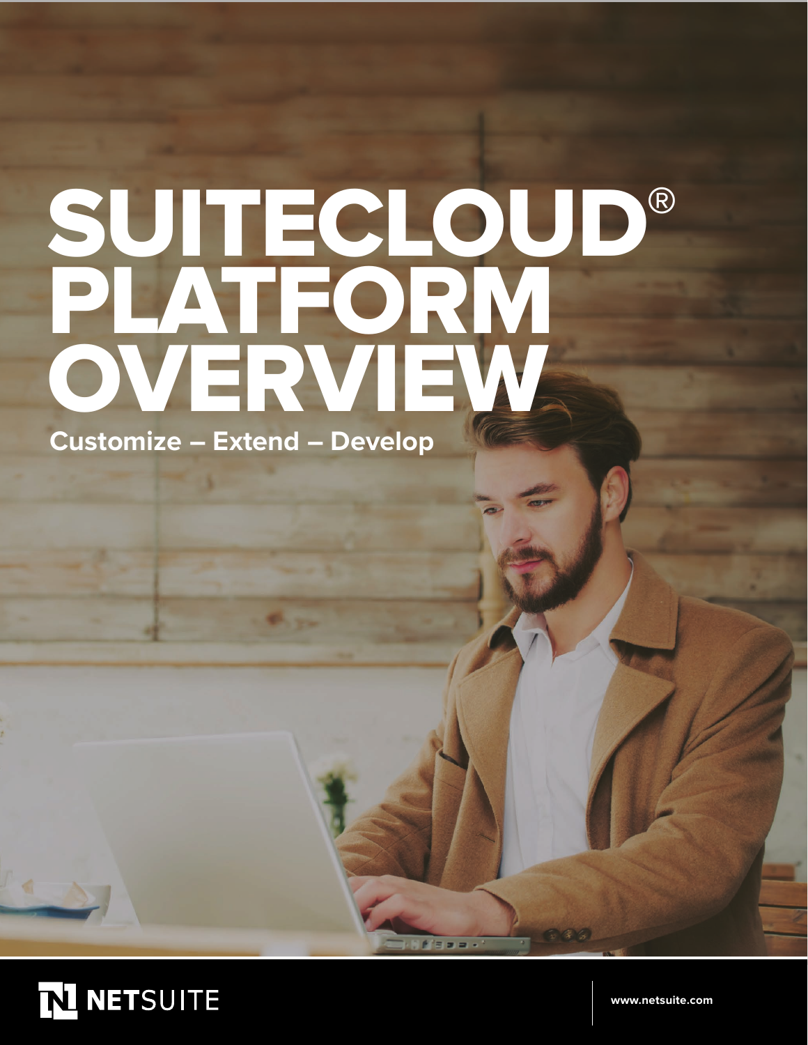# SUITECLOUD® PLATFORM OVERVIEW

**Customize – Extend – Develop**

NETSUITE

www.netsuite.com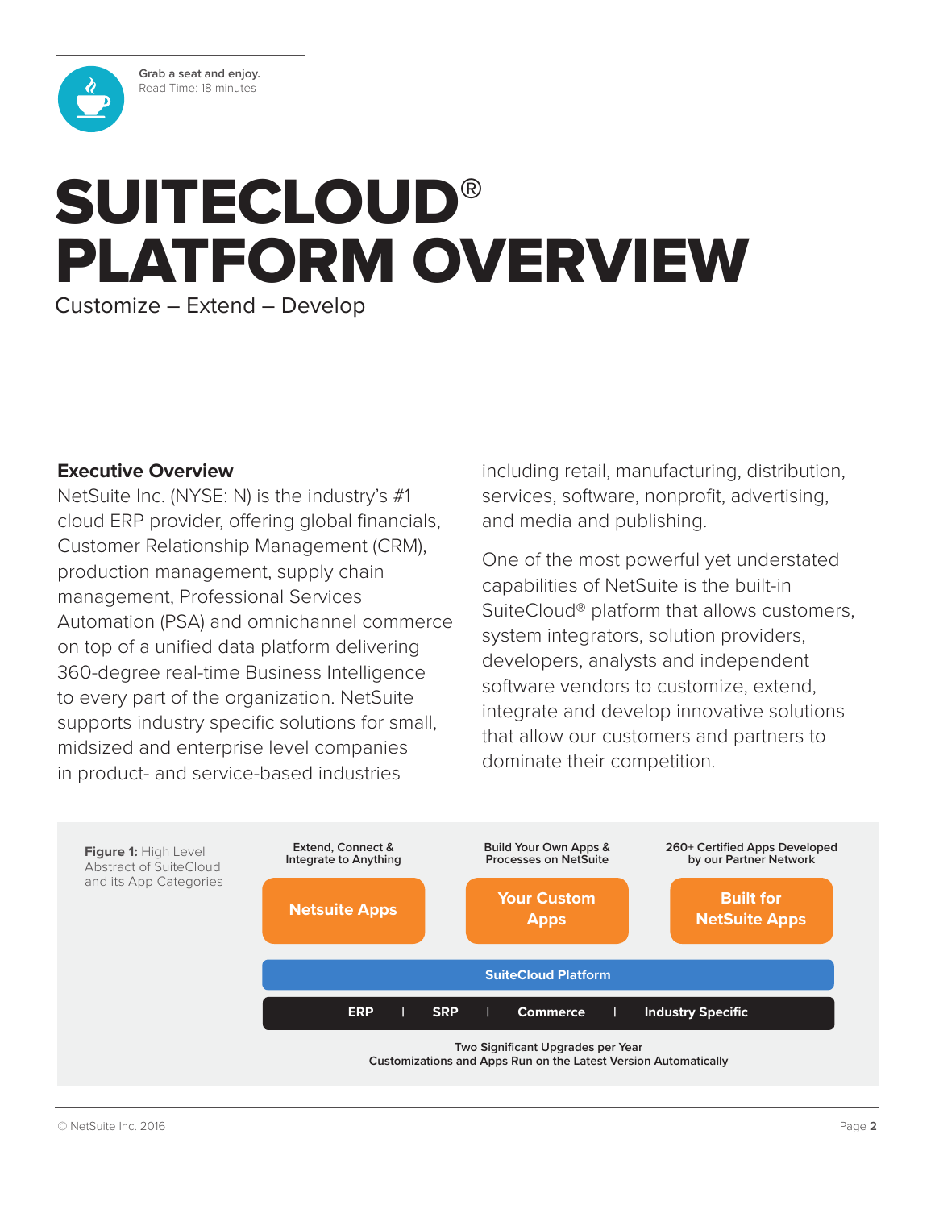Grab a seat and enjoy.
Read Time: 18 minutes

# SUITECLOUD® PLATFORM OVERVIEW

Customize – Extend – Develop

### Executive Overview

NetSuite Inc. (NYSE: N) is the industry's #1 cloud ERP provider, offering global financials, Customer Relationship Management (CRM), production management, supply chain management, Professional Services Automation (PSA) and omnichannel commerce on top of a unified data platform delivering 360-degree real-time Business Intelligence to every part of the organization. NetSuite supports industry specific solutions for small, midsized and enterprise level companies in product- and service-based industries including retail, manufacturing, distribution, services, software, nonprofit, advertising, and media and publishing.

One of the most powerful yet understated capabilities of NetSuite is the built-in SuiteCloud® platform that allows customers, system integrators, solution providers, developers, analysts and independent software vendors to customize, extend, integrate and develop innovative solutions that allow our customers and partners to dominate their competition.

**Figure 1:** High Level Abstract of SuiteCloud and its App Categories

| Extend, Connect & Integrate to Anything | Build Your Own Apps & Processes on NetSuite | 260+ Certified Apps Developed by our Partner Network |
|---|---|---|
| Netsuite Apps | Your Custom Apps | Built for NetSuite Apps |

SuiteCloud Platform

ERP | SRP | Commerce | Industry Specific

Two Significant Upgrades per Year
Customizations and Apps Run on the Latest Version Automatically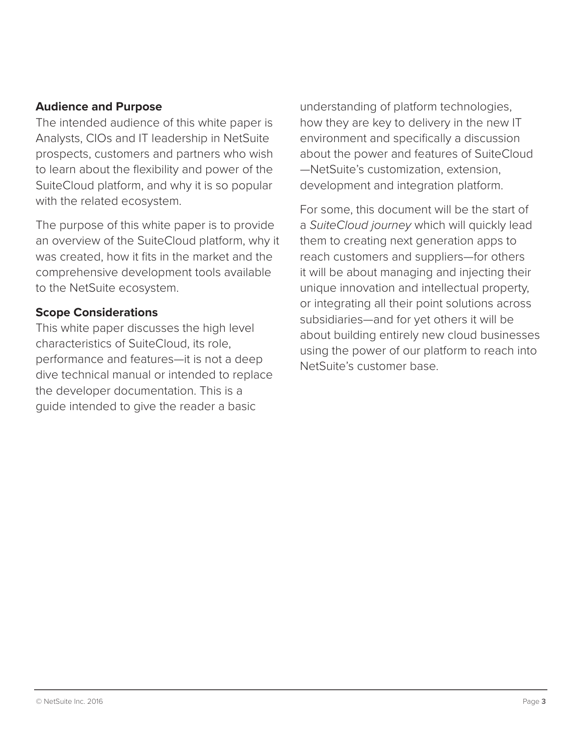### Audience and Purpose

The intended audience of this white paper is Analysts, CIOs and IT leadership in NetSuite prospects, customers and partners who wish to learn about the flexibility and power of the SuiteCloud platform, and why it is so popular with the related ecosystem.

The purpose of this white paper is to provide an overview of the SuiteCloud platform, why it was created, how it fits in the market and the comprehensive development tools available to the NetSuite ecosystem.

### Scope Considerations

This white paper discusses the high level characteristics of SuiteCloud, its role, performance and features—it is not a deep dive technical manual or intended to replace the developer documentation. This is a guide intended to give the reader a basic understanding of platform technologies, how they are key to delivery in the new IT environment and specifically a discussion about the power and features of SuiteCloud —NetSuite's customization, extension, development and integration platform.

For some, this document will be the start of a *SuiteCloud journey* which will quickly lead them to creating next generation apps to reach customers and suppliers—for others it will be about managing and injecting their unique innovation and intellectual property, or integrating all their point solutions across subsidiaries—and for yet others it will be about building entirely new cloud businesses using the power of our platform to reach into NetSuite's customer base.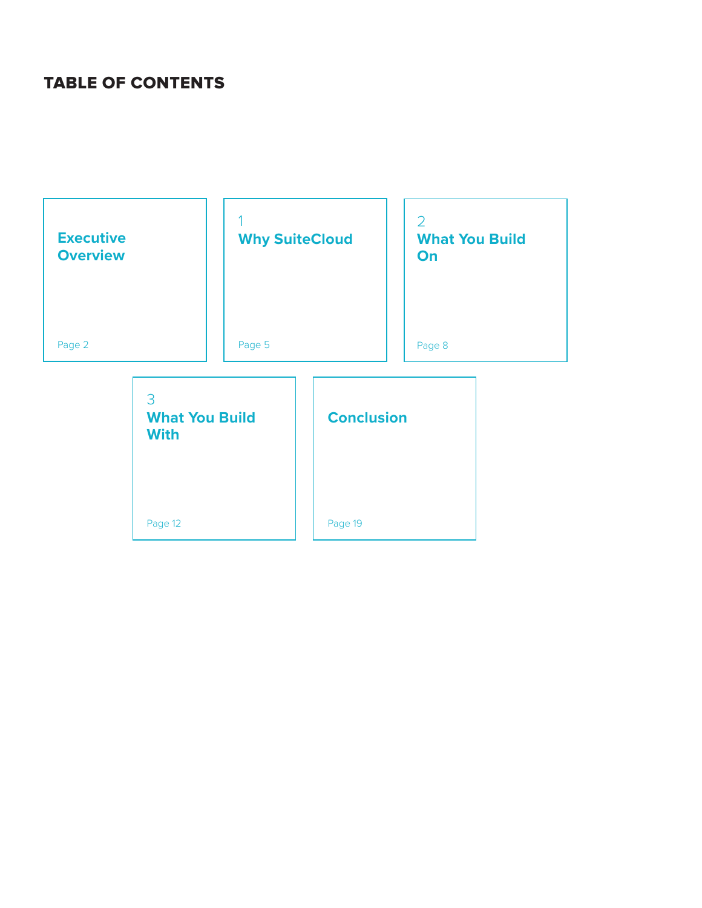## TABLE OF CONTENTS

**Executive Overview**
Page 2

1
**Why SuiteCloud**
Page 5

2
**What You Build On**
Page 8

3
**What You Build With**
Page 12

**Conclusion**
Page 19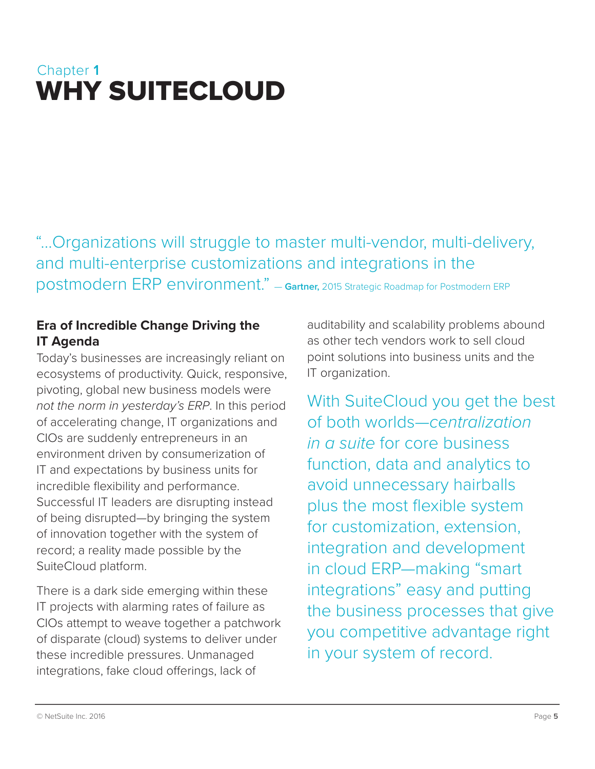Chapter **1**

# WHY SUITECLOUD

"...Organizations will struggle to master multi-vendor, multi-delivery, and multi-enterprise customizations and integrations in the postmodern ERP environment." — **Gartner,** 2015 Strategic Roadmap for Postmodern ERP

## Era of Incredible Change Driving the IT Agenda

Today's businesses are increasingly reliant on ecosystems of productivity. Quick, responsive, pivoting, global new business models were *not the norm in yesterday's ERP*. In this period of accelerating change, IT organizations and CIOs are suddenly entrepreneurs in an environment driven by consumerization of IT and expectations by business units for incredible flexibility and performance. Successful IT leaders are disrupting instead of being disrupted—by bringing the system of innovation together with the system of record; a reality made possible by the SuiteCloud platform.

There is a dark side emerging within these IT projects with alarming rates of failure as CIOs attempt to weave together a patchwork of disparate (cloud) systems to deliver under these incredible pressures. Unmanaged integrations, fake cloud offerings, lack of auditability and scalability problems abound as other tech vendors work to sell cloud point solutions into business units and the IT organization.

With SuiteCloud you get the best of both worlds—*centralization in a suite* for core business function, data and analytics to avoid unnecessary hairballs plus the most flexible system for customization, extension, integration and development in cloud ERP—making "smart integrations" easy and putting the business processes that give you competitive advantage right in your system of record.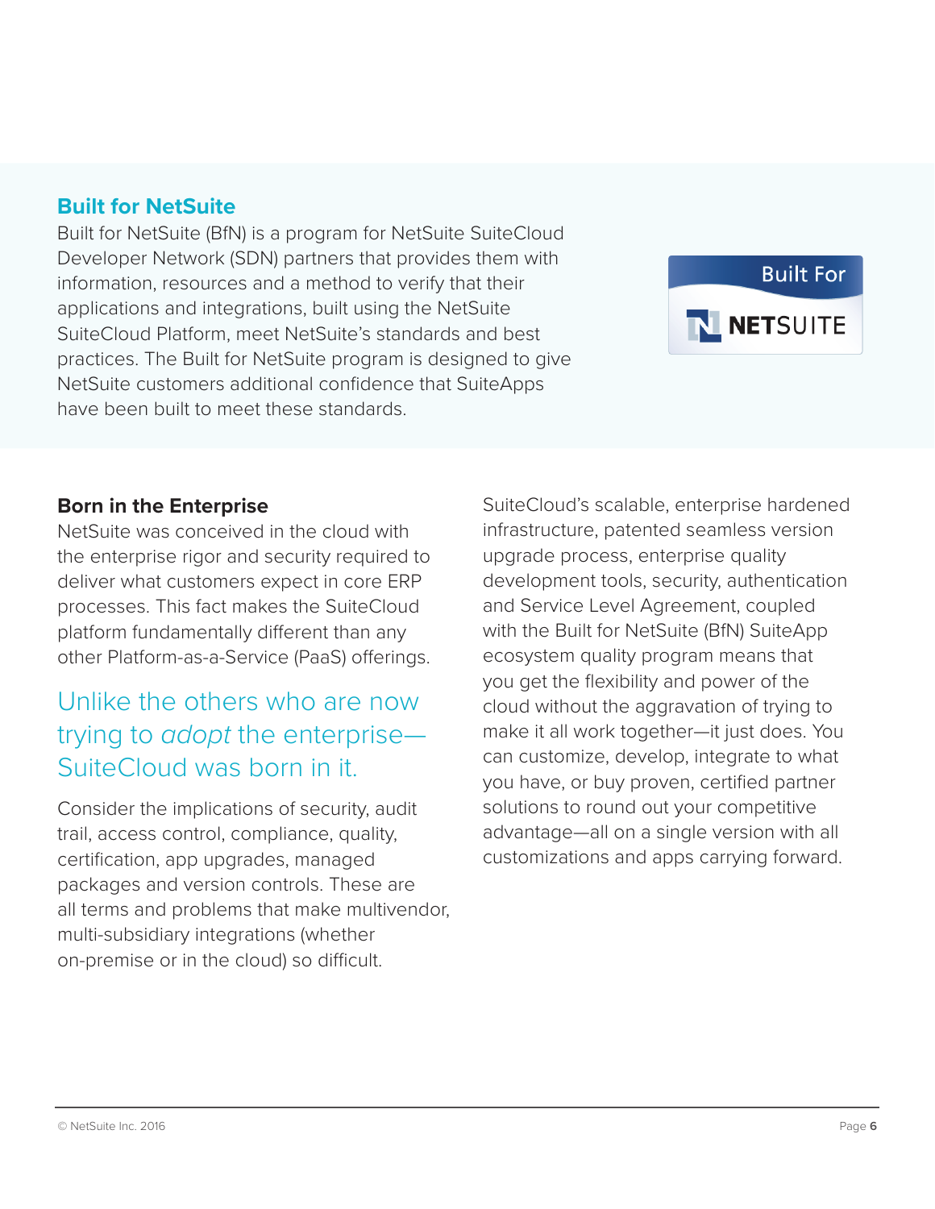## Built for NetSuite

Built for NetSuite (BfN) is a program for NetSuite SuiteCloud Developer Network (SDN) partners that provides them with information, resources and a method to verify that their applications and integrations, built using the NetSuite SuiteCloud Platform, meet NetSuite's standards and best practices. The Built for NetSuite program is designed to give NetSuite customers additional confidence that SuiteApps have been built to meet these standards.

### Born in the Enterprise

NetSuite was conceived in the cloud with the enterprise rigor and security required to deliver what customers expect in core ERP processes. This fact makes the SuiteCloud platform fundamentally different than any other Platform-as-a-Service (PaaS) offerings.

> Unlike the others who are now trying to *adopt* the enterprise—SuiteCloud was born in it.

Consider the implications of security, audit trail, access control, compliance, quality, certification, app upgrades, managed packages and version controls. These are all terms and problems that make multivendor, multi-subsidiary integrations (whether on-premise or in the cloud) so difficult.

SuiteCloud's scalable, enterprise hardened infrastructure, patented seamless version upgrade process, enterprise quality development tools, security, authentication and Service Level Agreement, coupled with the Built for NetSuite (BfN) SuiteApp ecosystem quality program means that you get the flexibility and power of the cloud without the aggravation of trying to make it all work together—it just does. You can customize, develop, integrate to what you have, or buy proven, certified partner solutions to round out your competitive advantage—all on a single version with all customizations and apps carrying forward.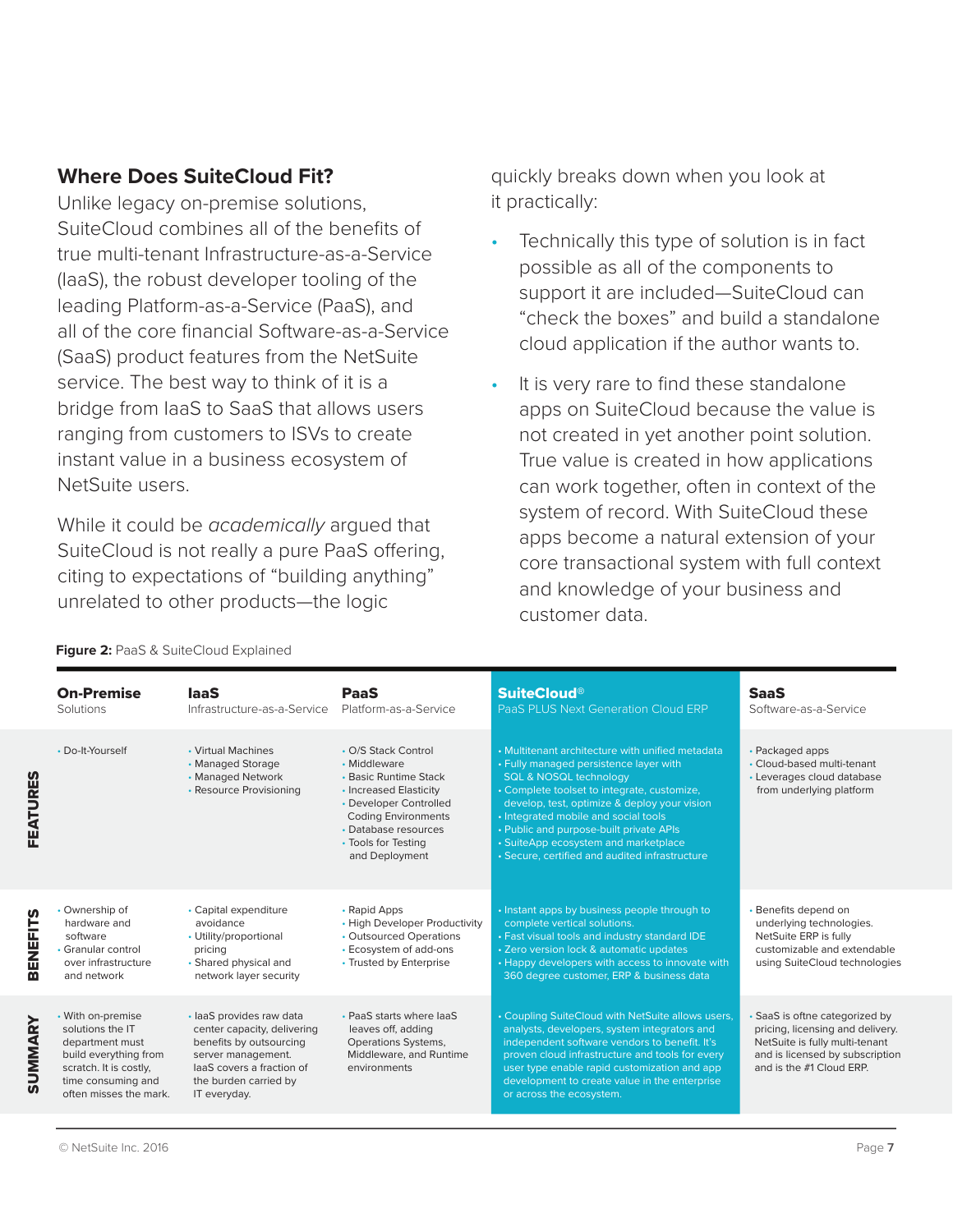## Where Does SuiteCloud Fit?

Unlike legacy on-premise solutions, SuiteCloud combines all of the benefits of true multi-tenant Infrastructure-as-a-Service (IaaS), the robust developer tooling of the leading Platform-as-a-Service (PaaS), and all of the core financial Software-as-a-Service (SaaS) product features from the NetSuite service. The best way to think of it is a bridge from IaaS to SaaS that allows users ranging from customers to ISVs to create instant value in a business ecosystem of NetSuite users.

While it could be *academically* argued that SuiteCloud is not really a pure PaaS offering, citing to expectations of "building anything" unrelated to other products—the logic quickly breaks down when you look at it practically:

- Technically this type of solution is in fact possible as all of the components to support it are included—SuiteCloud can "check the boxes" and build a standalone cloud application if the author wants to.
- It is very rare to find these standalone apps on SuiteCloud because the value is not created in yet another point solution. True value is created in how applications can work together, often in context of the system of record. With SuiteCloud these apps become a natural extension of your core transactional system with full context and knowledge of your business and customer data.

**Figure 2:** PaaS & SuiteCloud Explained

| | **On-Premise** Solutions | **IaaS** Infrastructure-as-a-Service | **PaaS** Platform-as-a-Service | **SuiteCloud®** PaaS PLUS Next Generation Cloud ERP | **SaaS** Software-as-a-Service |
|---|---|---|---|---|---|
| **FEATURES** | • Do-It-Yourself | • Virtual Machines<br>• Managed Storage<br>• Managed Network<br>• Resource Provisioning | • O/S Stack Control<br>• Middleware<br>• Basic Runtime Stack<br>• Increased Elasticity<br>• Developer Controlled Coding Environments<br>• Database resources<br>• Tools for Testing and Deployment | • Multitenant architecture with unified metadata<br>• Fully managed persistence layer with SQL & NOSQL technology<br>• Complete toolset to integrate, customize, develop, test, optimize & deploy your vision<br>• Integrated mobile and social tools<br>• Public and purpose-built private APIs<br>• SuiteApp ecosystem and marketplace<br>• Secure, certified and audited infrastructure | • Packaged apps<br>• Cloud-based multi-tenant<br>• Leverages cloud database from underlying platform |
| **BENEFITS** | • Ownership of hardware and software<br>• Granular control over infrastructure and network | • Capital expenditure avoidance<br>• Utility/proportional pricing<br>• Shared physical and network layer security | • Rapid Apps<br>• High Developer Productivity<br>• Outsourced Operations<br>• Ecosystem of add-ons<br>• Trusted by Enterprise | • Instant apps by business people through to complete vertical solutions.<br>• Fast visual tools and industry standard IDE<br>• Zero version lock & automatic updates<br>• Happy developers with access to innovate with 360 degree customer, ERP & business data | • Benefits depend on underlying technologies. NetSuite ERP is fully customizable and extendable using SuiteCloud technologies |
| **SUMMARY** | • With on-premise solutions the IT department must build everything from scratch. It is costly, time consuming and often misses the mark. | • IaaS provides raw data center capacity, delivering benefits by outsourcing server management. IaaS covers a fraction of the burden carried by IT everyday. | • PaaS starts where IaaS leaves off, adding Operations Systems, Middleware, and Runtime environments | • Coupling SuiteCloud with NetSuite allows users, analysts, developers, system integrators and independent software vendors to benefit. It's proven cloud infrastructure and tools for every user type enable rapid customization and app development to create value in the enterprise or across the ecosystem. | • SaaS is oftne categorized by pricing, licensing and delivery. NetSuite is fully multi-tenant and is licensed by subscription and is the #1 Cloud ERP. |

© NetSuite Inc. 2016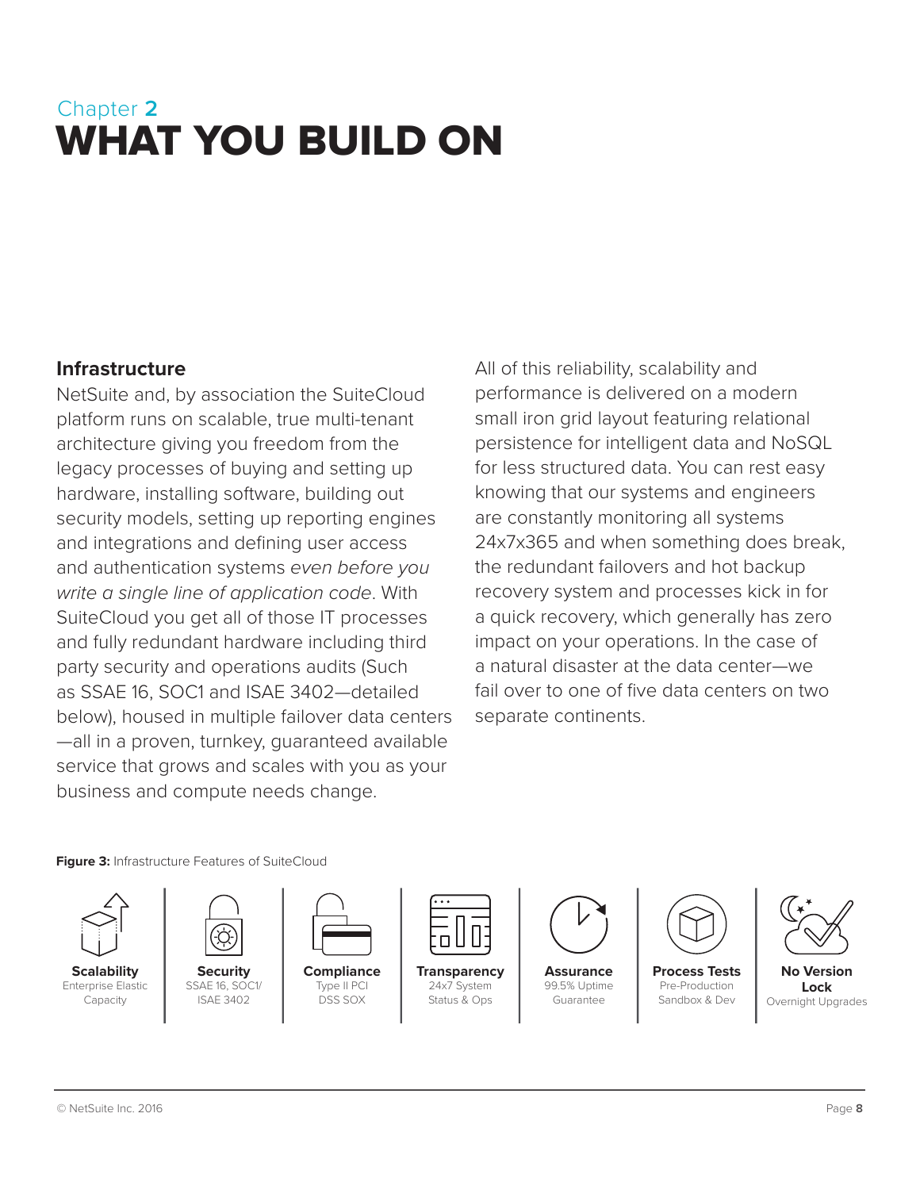Chapter **2**

# WHAT YOU BUILD ON

## Infrastructure

NetSuite and, by association the SuiteCloud platform runs on scalable, true multi-tenant architecture giving you freedom from the legacy processes of buying and setting up hardware, installing software, building out security models, setting up reporting engines and integrations and defining user access and authentication systems *even before you write a single line of application code*. With SuiteCloud you get all of those IT processes and fully redundant hardware including third party security and operations audits (Such as SSAE 16, SOC1 and ISAE 3402—detailed below), housed in multiple failover data centers —all in a proven, turnkey, guaranteed available service that grows and scales with you as your business and compute needs change.

All of this reliability, scalability and performance is delivered on a modern small iron grid layout featuring relational persistence for intelligent data and NoSQL for less structured data. You can rest easy knowing that our systems and engineers are constantly monitoring all systems 24x7x365 and when something does break, the redundant failovers and hot backup recovery system and processes kick in for a quick recovery, which generally has zero impact on your operations. In the case of a natural disaster at the data center—we fail over to one of five data centers on two separate continents.

**Figure 3:** Infrastructure Features of SuiteCloud

| Scalability | Security | Compliance | Transparency | Assurance | Process Tests | No Version Lock |
|---|---|---|---|---|---|---|
| Enterprise Elastic Capacity | SSAE 16, SOC1/ ISAE 3402 | Type II PCI DSS SOX | 24x7 System Status & Ops | 99.5% Uptime Guarantee | Pre-Production Sandbox & Dev | Overnight Upgrades |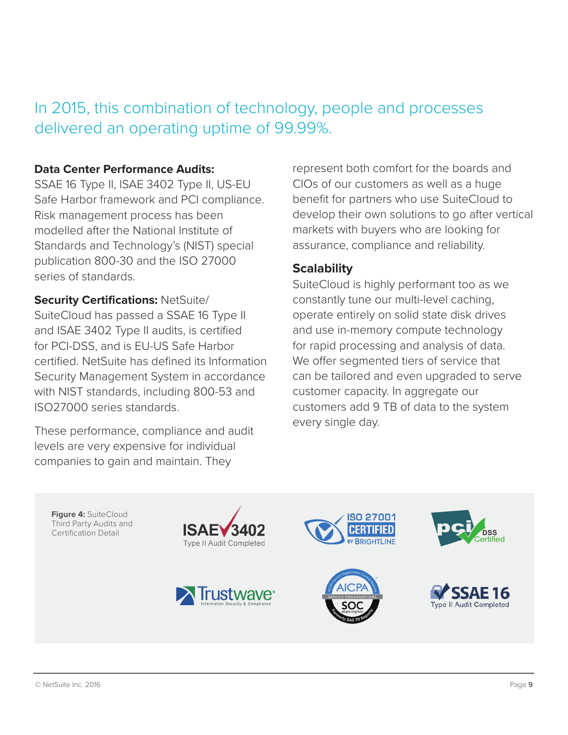In 2015, this combination of technology, people and processes delivered an operating uptime of 99.99%.

**Data Center Performance Audits:** SSAE 16 Type II, ISAE 3402 Type II, US-EU Safe Harbor framework and PCI compliance. Risk management process has been modelled after the National Institute of Standards and Technology's (NIST) special publication 800-30 and the ISO 27000 series of standards.

**Security Certifications:** NetSuite/SuiteCloud has passed a SSAE 16 Type II and ISAE 3402 Type II audits, is certified for PCI-DSS, and is EU-US Safe Harbor certified. NetSuite has defined its Information Security Management System in accordance with NIST standards, including 800-53 and ISO27000 series standards.

These performance, compliance and audit levels are very expensive for individual companies to gain and maintain. They represent both comfort for the boards and CIOs of our customers as well as a huge benefit for partners who use SuiteCloud to develop their own solutions to go after vertical markets with buyers who are looking for assurance, compliance and reliability.

## Scalability

SuiteCloud is highly performant too as we constantly tune our multi-level caching, operate entirely on solid state disk drives and use in-memory compute technology for rapid processing and analysis of data. We offer segmented tiers of service that can be tailored and even upgraded to serve customer capacity. In aggregate our customers add 9 TB of data to the system every single day.

**Figure 4:** SuiteCloud Third Party Audits and Certification Detail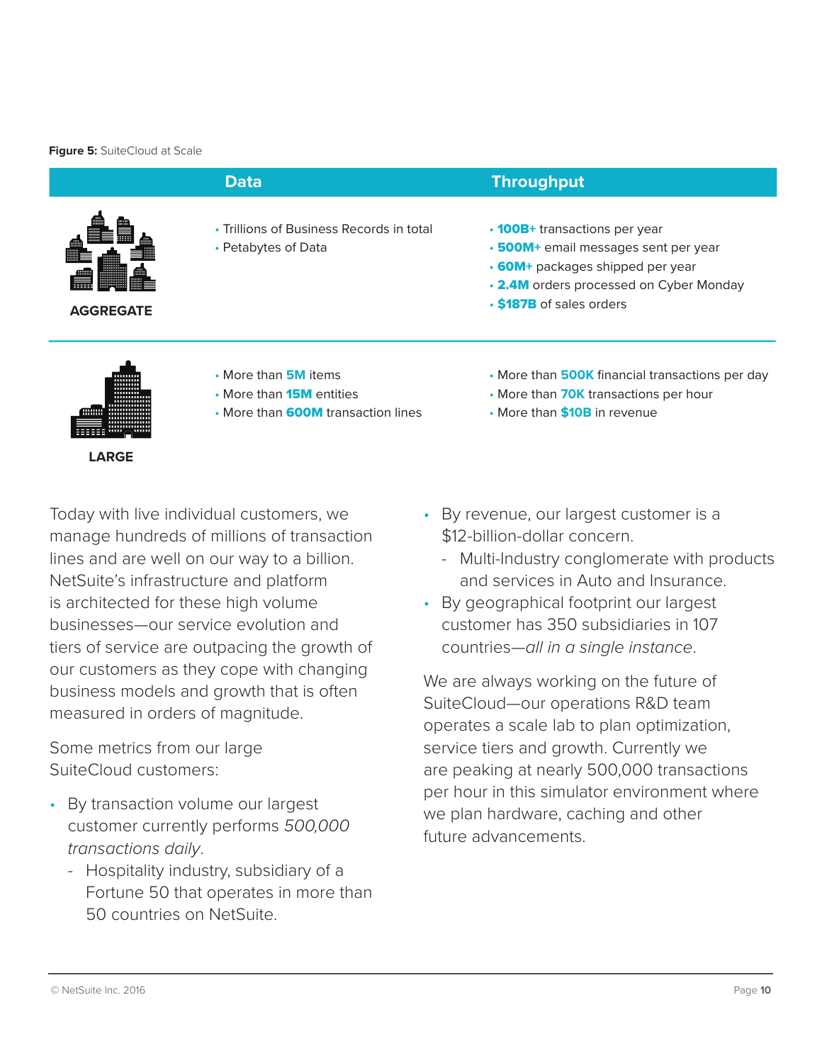**Figure 5:** SuiteCloud at Scale

| | Data | Throughput |
|---|---|---|
| AGGREGATE | • Trillions of Business Records in total<br>• Petabytes of Data | • **100B+** transactions per year<br>• **500M+** email messages sent per year<br>• **60M+** packages shipped per year<br>• **2.4M** orders processed on Cyber Monday<br>• **$187B** of sales orders |
| LARGE | • More than **5M** items<br>• More than **15M** entities<br>• More than **600M** transaction lines | • More than **500K** financial transactions per day<br>• More than **70K** transactions per hour<br>• More than **$10B** in revenue |

Today with live individual customers, we manage hundreds of millions of transaction lines and are well on our way to a billion. NetSuite's infrastructure and platform is architected for these high volume businesses—our service evolution and tiers of service are outpacing the growth of our customers as they cope with changing business models and growth that is often measured in orders of magnitude.

Some metrics from our large SuiteCloud customers:

- By transaction volume our largest customer currently performs *500,000 transactions daily*.
  - Hospitality industry, subsidiary of a Fortune 50 that operates in more than 50 countries on NetSuite.
- By revenue, our largest customer is a $12-billion-dollar concern.
  - Multi-Industry conglomerate with products and services in Auto and Insurance.
- By geographical footprint our largest customer has 350 subsidiaries in 107 countries—*all in a single instance*.

We are always working on the future of SuiteCloud—our operations R&D team operates a scale lab to plan optimization, service tiers and growth. Currently we are peaking at nearly 500,000 transactions per hour in this simulator environment where we plan hardware, caching and other future advancements.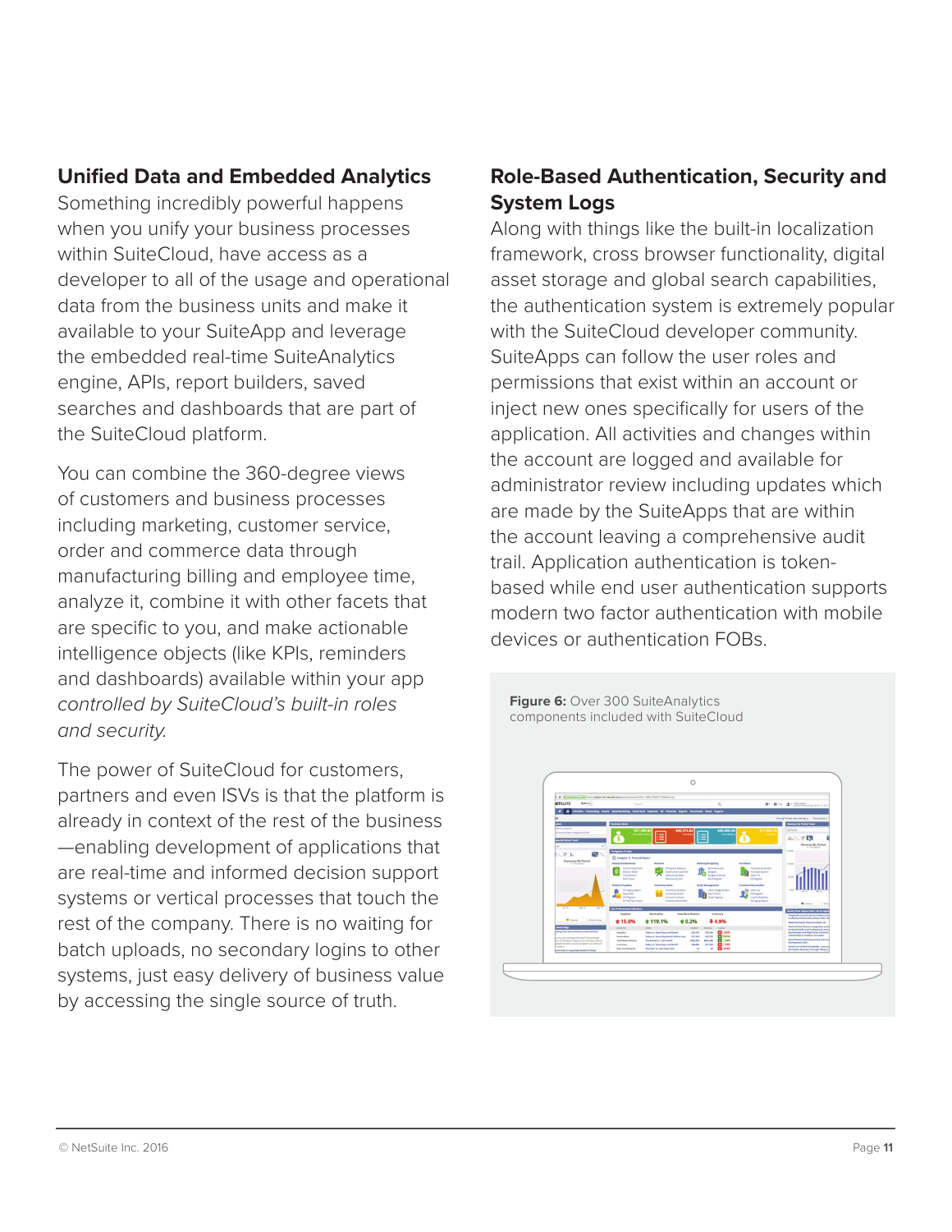### Unified Data and Embedded Analytics

Something incredibly powerful happens when you unify your business processes within SuiteCloud, have access as a developer to all of the usage and operational data from the business units and make it available to your SuiteApp and leverage the embedded real-time SuiteAnalytics engine, APIs, report builders, saved searches and dashboards that are part of the SuiteCloud platform.

You can combine the 360-degree views of customers and business processes including marketing, customer service, order and commerce data through manufacturing billing and employee time, analyze it, combine it with other facets that are specific to you, and make actionable intelligence objects (like KPIs, reminders and dashboards) available within your app *controlled by SuiteCloud's built-in roles and security.*

The power of SuiteCloud for customers, partners and even ISVs is that the platform is already in context of the rest of the business —enabling development of applications that are real-time and informed decision support systems or vertical processes that touch the rest of the company. There is no waiting for batch uploads, no secondary logins to other systems, just easy delivery of business value by accessing the single source of truth.

### Role-Based Authentication, Security and System Logs

Along with things like the built-in localization framework, cross browser functionality, digital asset storage and global search capabilities, the authentication system is extremely popular with the SuiteCloud developer community. SuiteApps can follow the user roles and permissions that exist within an account or inject new ones specifically for users of the application. All activities and changes within the account are logged and available for administrator review including updates which are made by the SuiteApps that are within the account leaving a comprehensive audit trail. Application authentication is token-based while end user authentication supports modern two factor authentication with mobile devices or authentication FOBs.

**Figure 6:** Over 300 SuiteAnalytics components included with SuiteCloud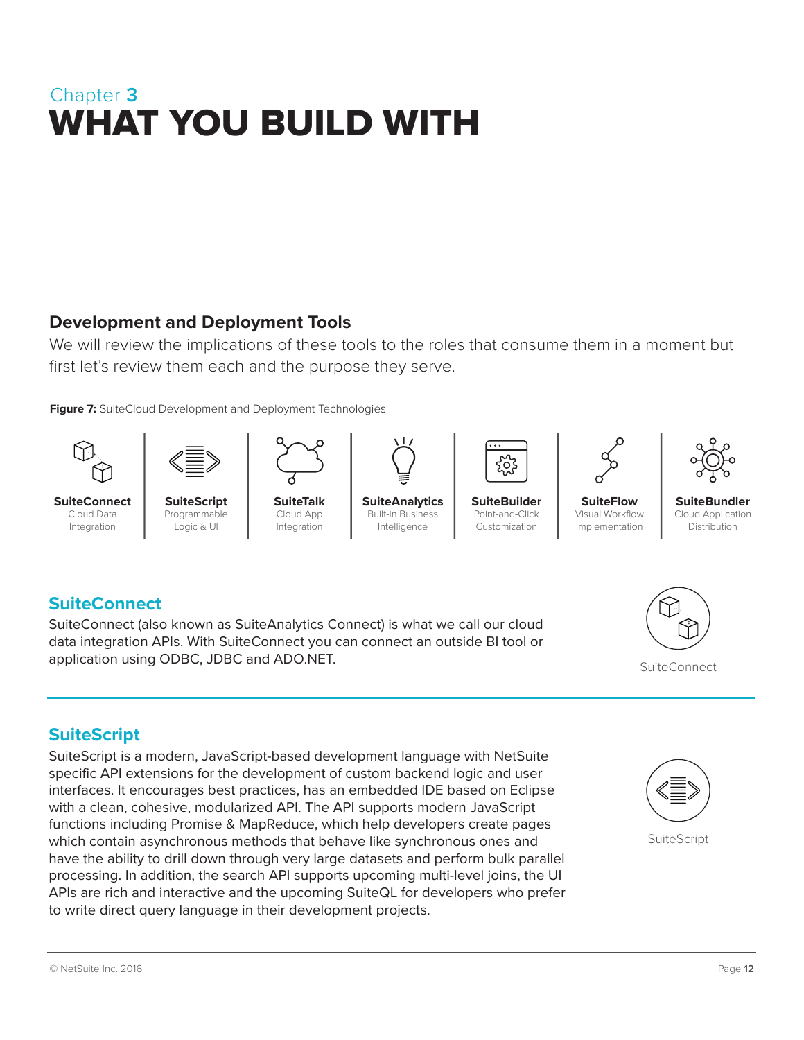Chapter **3**

# WHAT YOU BUILD WITH

## Development and Deployment Tools

We will review the implications of these tools to the roles that consume them in a moment but first let's review them each and the purpose they serve.

**Figure 7:** SuiteCloud Development and Deployment Technologies

| **SuiteConnect** | **SuiteScript** | **SuiteTalk** | **SuiteAnalytics** | **SuiteBuilder** | **SuiteFlow** | **SuiteBundler** |
|---|---|---|---|---|---|---|
| Cloud Data Integration | Programmable Logic & UI | Cloud App Integration | Built-in Business Intelligence | Point-and-Click Customization | Visual Workflow Implementation | Cloud Application Distribution |

### SuiteConnect

SuiteConnect (also known as SuiteAnalytics Connect) is what we call our cloud data integration APIs. With SuiteConnect you can connect an outside BI tool or application using ODBC, JDBC and ADO.NET.

SuiteConnect

### SuiteScript

SuiteScript is a modern, JavaScript-based development language with NetSuite specific API extensions for the development of custom backend logic and user interfaces. It encourages best practices, has an embedded IDE based on Eclipse with a clean, cohesive, modularized API. The API supports modern JavaScript functions including Promise & MapReduce, which help developers create pages which contain asynchronous methods that behave like synchronous ones and have the ability to drill down through very large datasets and perform bulk parallel processing. In addition, the search API supports upcoming multi-level joins, the UI APIs are rich and interactive and the upcoming SuiteQL for developers who prefer to write direct query language in their development projects.

SuiteScript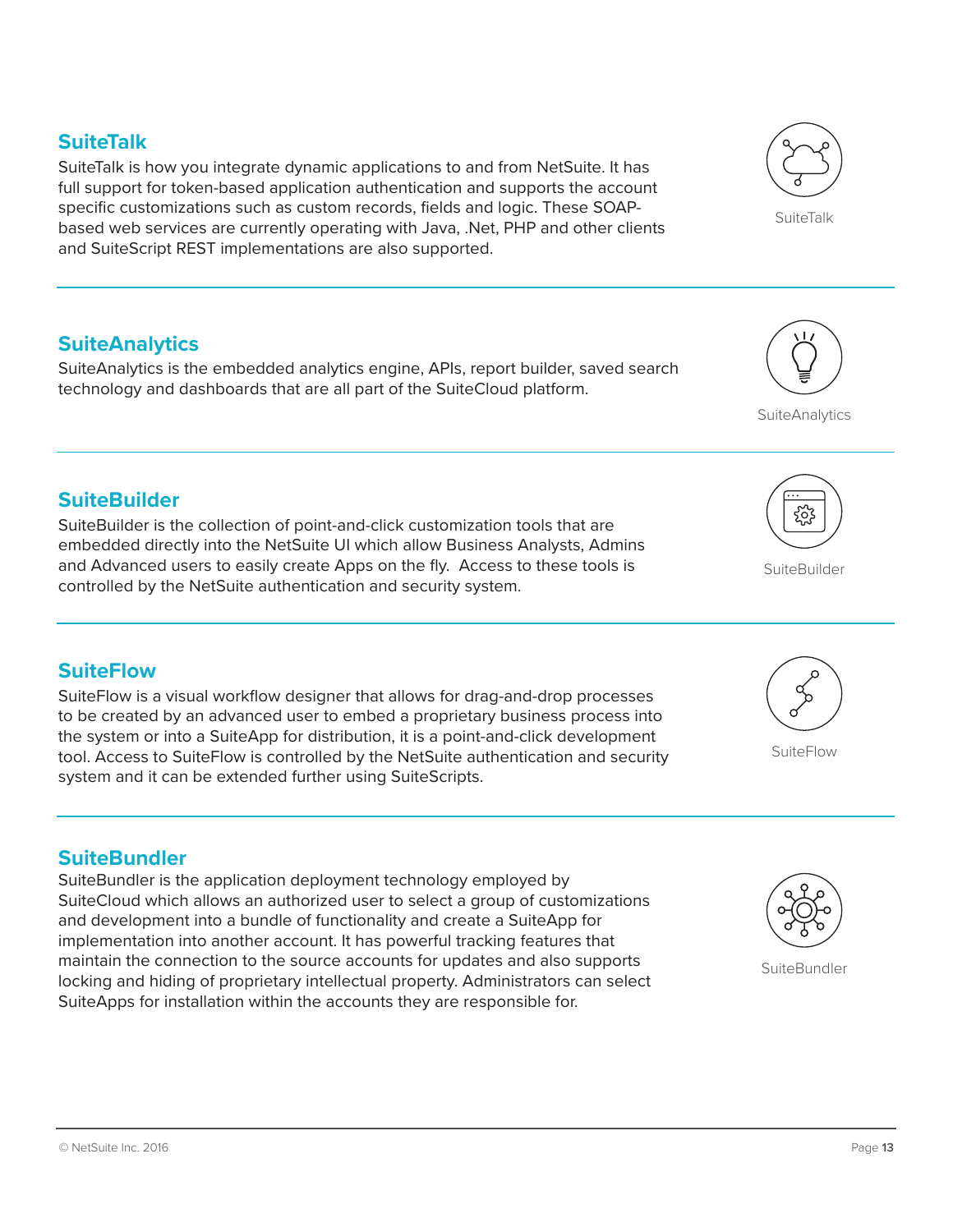## SuiteTalk

SuiteTalk is how you integrate dynamic applications to and from NetSuite. It has full support for token-based application authentication and supports the account specific customizations such as custom records, fields and logic. These SOAP-based web services are currently operating with Java, .Net, PHP and other clients and SuiteScript REST implementations are also supported.

## SuiteAnalytics

SuiteAnalytics is the embedded analytics engine, APIs, report builder, saved search technology and dashboards that are all part of the SuiteCloud platform.

## SuiteBuilder

SuiteBuilder is the collection of point-and-click customization tools that are embedded directly into the NetSuite UI which allow Business Analysts, Admins and Advanced users to easily create Apps on the fly. Access to these tools is controlled by the NetSuite authentication and security system.

## SuiteFlow

SuiteFlow is a visual workflow designer that allows for drag-and-drop processes to be created by an advanced user to embed a proprietary business process into the system or into a SuiteApp for distribution, it is a point-and-click development tool. Access to SuiteFlow is controlled by the NetSuite authentication and security system and it can be extended further using SuiteScripts.

## SuiteBundler

SuiteBundler is the application deployment technology employed by SuiteCloud which allows an authorized user to select a group of customizations and development into a bundle of functionality and create a SuiteApp for implementation into another account. It has powerful tracking features that maintain the connection to the source accounts for updates and also supports locking and hiding of proprietary intellectual property. Administrators can select SuiteApps for installation within the accounts they are responsible for.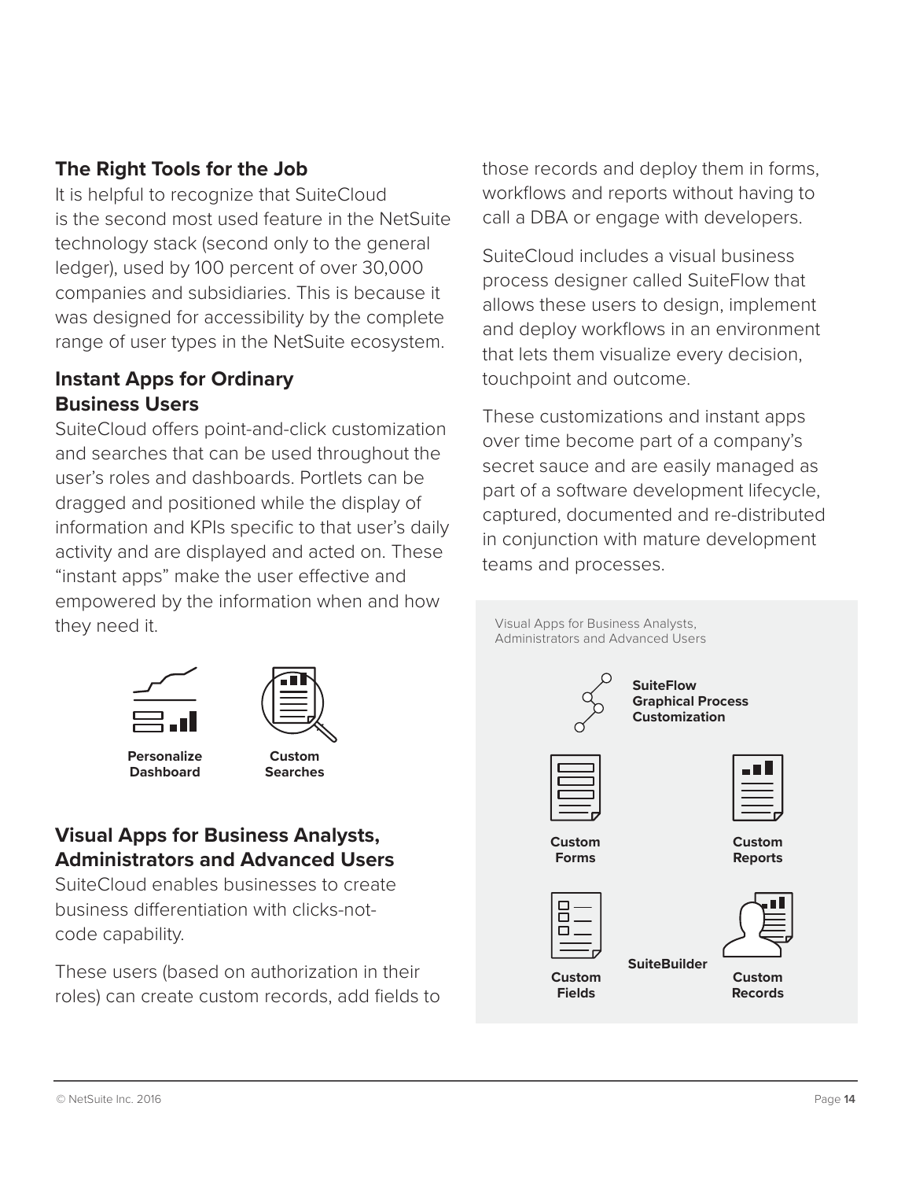### The Right Tools for the Job

It is helpful to recognize that SuiteCloud is the second most used feature in the NetSuite technology stack (second only to the general ledger), used by 100 percent of over 30,000 companies and subsidiaries. This is because it was designed for accessibility by the complete range of user types in the NetSuite ecosystem.

### Instant Apps for Ordinary Business Users

SuiteCloud offers point-and-click customization and searches that can be used throughout the user's roles and dashboards. Portlets can be dragged and positioned while the display of information and KPIs specific to that user's daily activity and are displayed and acted on. These "instant apps" make the user effective and empowered by the information when and how they need it.

**Personalize Dashboard**

**Custom Searches**

### Visual Apps for Business Analysts, Administrators and Advanced Users

SuiteCloud enables businesses to create business differentiation with clicks-not-code capability.

These users (based on authorization in their roles) can create custom records, add fields to those records and deploy them in forms, workflows and reports without having to call a DBA or engage with developers.

SuiteCloud includes a visual business process designer called SuiteFlow that allows these users to design, implement and deploy workflows in an environment that lets them visualize every decision, touchpoint and outcome.

These customizations and instant apps over time become part of a company's secret sauce and are easily managed as part of a software development lifecycle, captured, documented and re-distributed in conjunction with mature development teams and processes.

Visual Apps for Business Analysts, Administrators and Advanced Users

**SuiteFlow Graphical Process Customization**

**Custom Forms**

**Custom Reports**

**Custom Fields**

**SuiteBuilder**

**Custom Records**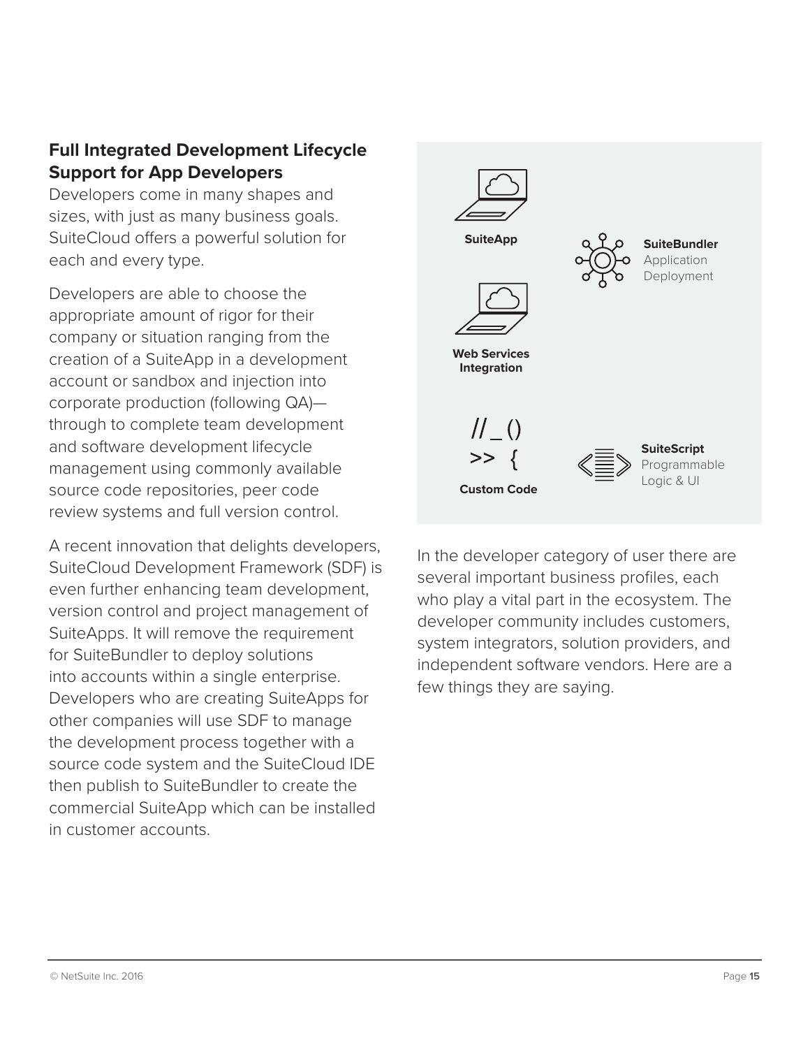## Full Integrated Development Lifecycle Support for App Developers

Developers come in many shapes and sizes, with just as many business goals. SuiteCloud offers a powerful solution for each and every type.

Developers are able to choose the appropriate amount of rigor for their company or situation ranging from the creation of a SuiteApp in a development account or sandbox and injection into corporate production (following QA)—through to complete team development and software development lifecycle management using commonly available source code repositories, peer code review systems and full version control.

A recent innovation that delights developers, SuiteCloud Development Framework (SDF) is even further enhancing team development, version control and project management of SuiteApps. It will remove the requirement for SuiteBundler to deploy solutions into accounts within a single enterprise. Developers who are creating SuiteApps for other companies will use SDF to manage the development process together with a source code system and the SuiteCloud IDE then publish to SuiteBundler to create the commercial SuiteApp which can be installed in customer accounts.

**SuiteApp**

**SuiteBundler**
Application Deployment

**Web Services Integration**

**Custom Code**

**SuiteScript**
Programmable Logic & UI

In the developer category of user there are several important business profiles, each who play a vital part in the ecosystem. The developer community includes customers, system integrators, solution providers, and independent software vendors. Here are a few things they are saying.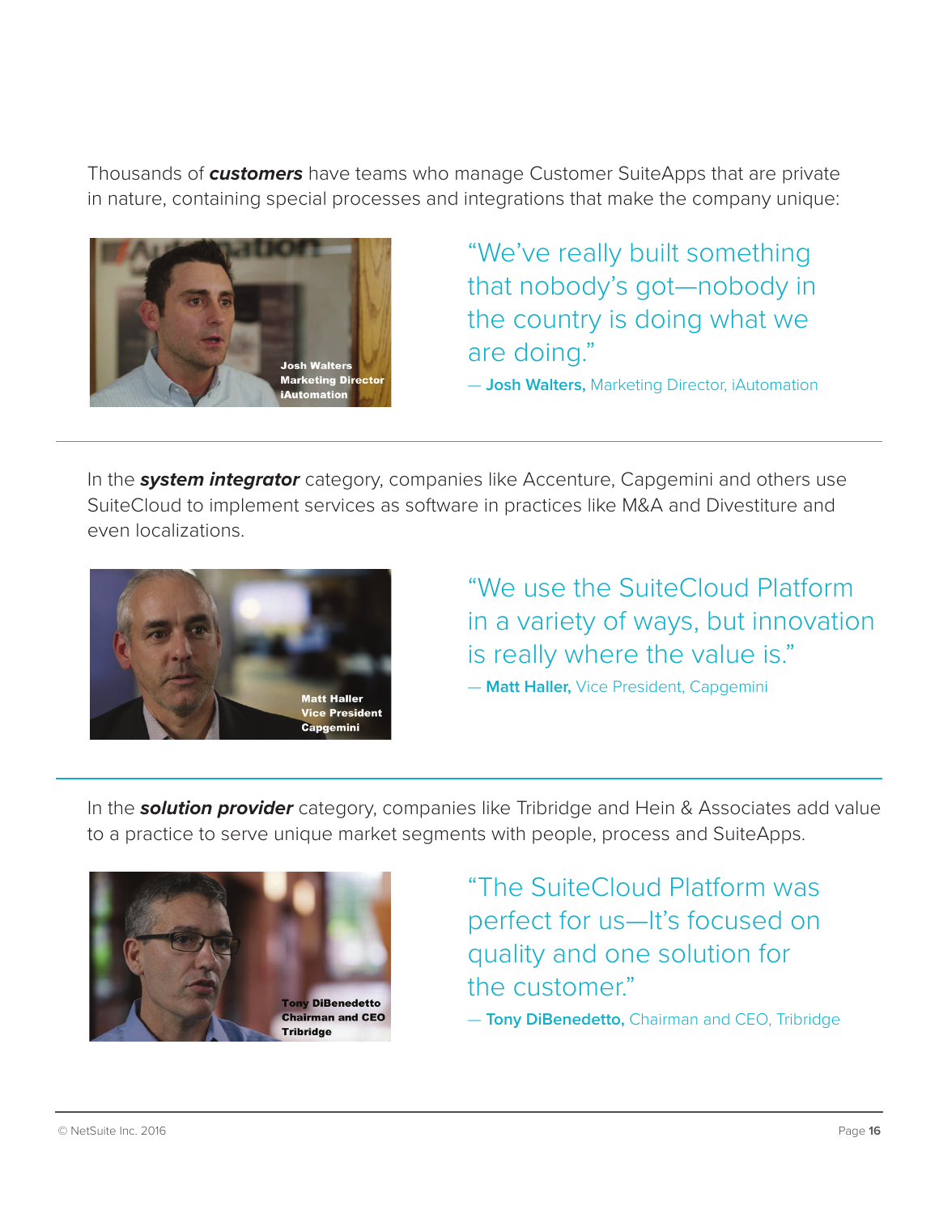Thousands of ***customers*** have teams who manage Customer SuiteApps that are private in nature, containing special processes and integrations that make the company unique:

Josh Walters
Marketing Director
iAutomation

> "We've really built something that nobody's got—nobody in the country is doing what we are doing."
>
> — **Josh Walters,** Marketing Director, iAutomation

---

In the ***system integrator*** category, companies like Accenture, Capgemini and others use SuiteCloud to implement services as software in practices like M&A and Divestiture and even localizations.

Matt Haller
Vice President
Capgemini

> "We use the SuiteCloud Platform in a variety of ways, but innovation is really where the value is."
>
> — **Matt Haller,** Vice President, Capgemini

---

In the ***solution provider*** category, companies like Tribridge and Hein & Associates add value to a practice to serve unique market segments with people, process and SuiteApps.

Tony DiBenedetto
Chairman and CEO
Tribridge

> "The SuiteCloud Platform was perfect for us—It's focused on quality and one solution for the customer."
>
> — **Tony DiBenedetto,** Chairman and CEO, Tribridge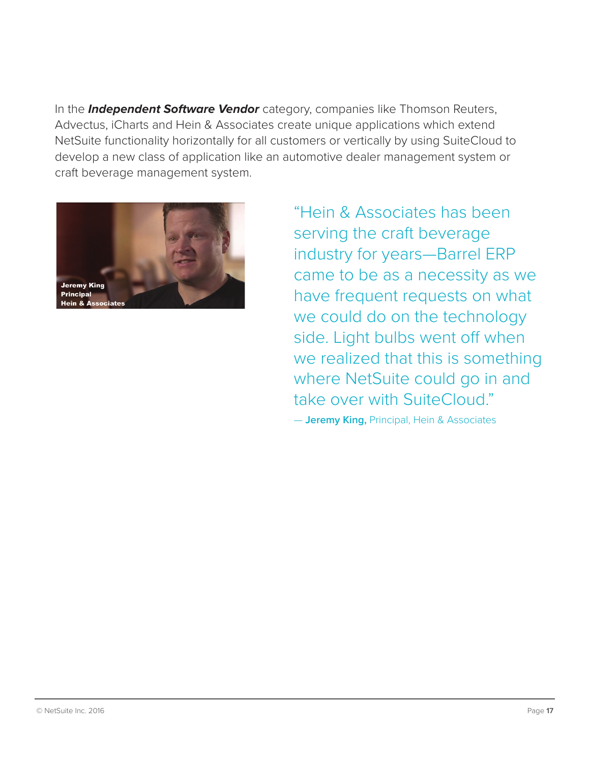In the ***Independent Software Vendor*** category, companies like Thomson Reuters, Advectus, iCharts and Hein & Associates create unique applications which extend NetSuite functionality horizontally for all customers or vertically by using SuiteCloud to develop a new class of application like an automotive dealer management system or craft beverage management system.

Jeremy King
Principal
Hein & Associates

"Hein & Associates has been serving the craft beverage industry for years—Barrel ERP came to be as a necessity as we have frequent requests on what we could do on the technology side. Light bulbs went off when we realized that this is something where NetSuite could go in and take over with SuiteCloud."

— **Jeremy King,** Principal, Hein & Associates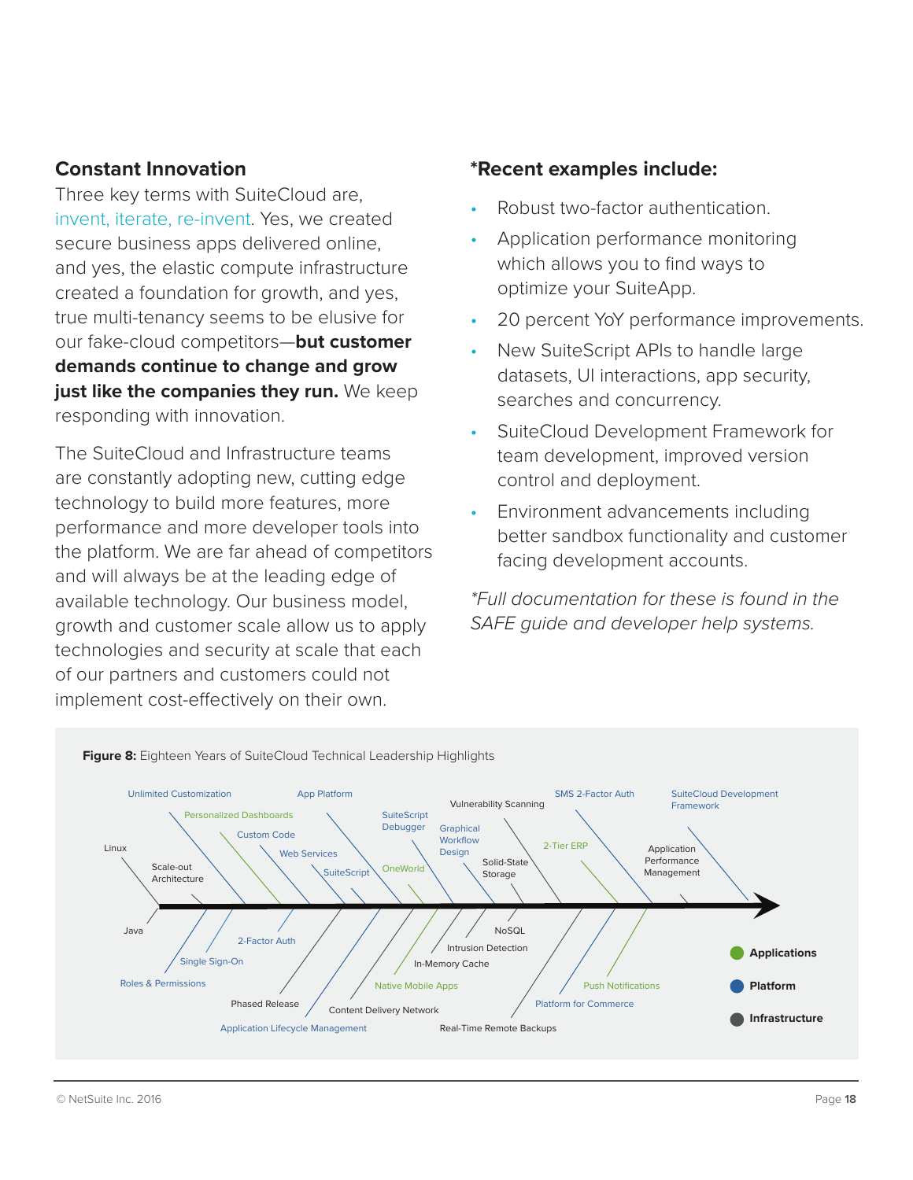## Constant Innovation

Three key terms with SuiteCloud are, invent, iterate, re-invent. Yes, we created secure business apps delivered online, and yes, the elastic compute infrastructure created a foundation for growth, and yes, true multi-tenancy seems to be elusive for our fake-cloud competitors—**but customer demands continue to change and grow just like the companies they run.** We keep responding with innovation.

The SuiteCloud and Infrastructure teams are constantly adopting new, cutting edge technology to build more features, more performance and more developer tools into the platform. We are far ahead of competitors and will always be at the leading edge of available technology. Our business model, growth and customer scale allow us to apply technologies and security at scale that each of our partners and customers could not implement cost-effectively on their own.

## *Recent examples include:

- Robust two-factor authentication.
- Application performance monitoring which allows you to find ways to optimize your SuiteApp.
- 20 percent YoY performance improvements.
- New SuiteScript APIs to handle large datasets, UI interactions, app security, searches and concurrency.
- SuiteCloud Development Framework for team development, improved version control and deployment.
- Environment advancements including better sandbox functionality and customer facing development accounts.

*\*Full documentation for these is found in the SAFE guide and developer help systems.*

**Figure 8:** Eighteen Years of SuiteCloud Technical Leadership Highlights

Linux, Java, Scale-out Architecture, Unlimited Customization, Roles & Permissions, Single Sign-On, Personalized Dashboards, Custom Code, 2-Factor Auth, Web Services, Phased Release, App Platform, SuiteScript, Application Lifecycle Management, SuiteScript Debugger, OneWorld, Content Delivery Network, Native Mobile Apps, Graphical Workflow Design, In-Memory Cache, Vulnerability Scanning, Solid-State Storage, Intrusion Detection, NoSQL, Real-Time Remote Backups, SMS 2-Factor Auth, 2-Tier ERP, Platform for Commerce, Push Notifications, SuiteCloud Development Framework, Application Performance Management

Applications | Platform | Infrastructure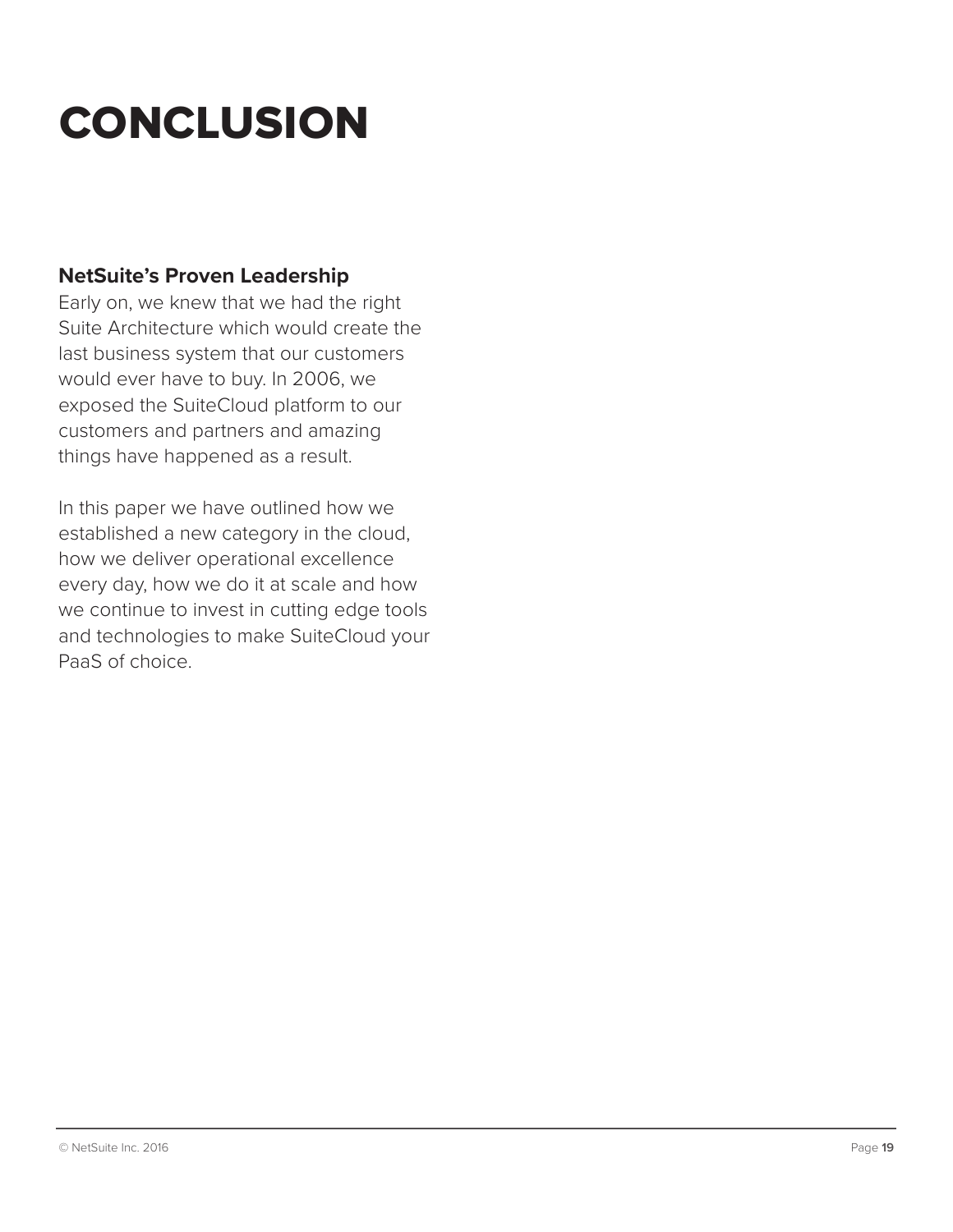# CONCLUSION

**NetSuite's Proven Leadership**

Early on, we knew that we had the right Suite Architecture which would create the last business system that our customers would ever have to buy. In 2006, we exposed the SuiteCloud platform to our customers and partners and amazing things have happened as a result.

In this paper we have outlined how we established a new category in the cloud, how we deliver operational excellence every day, how we do it at scale and how we continue to invest in cutting edge tools and technologies to make SuiteCloud your PaaS of choice.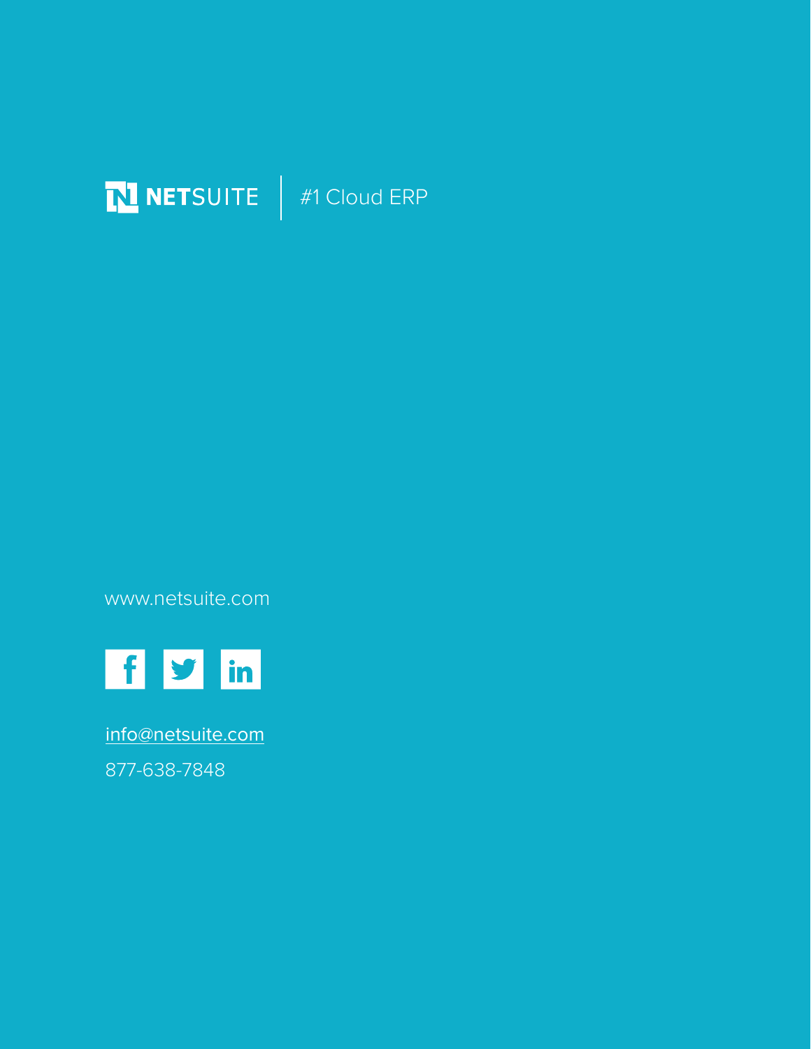NETSUITE | #1 Cloud ERP

www.netsuite.com

info@netsuite.com

877-638-7848